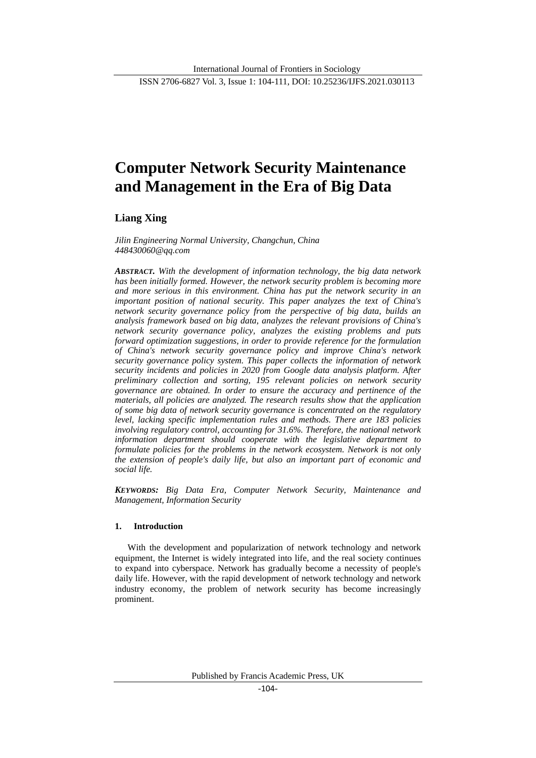# Computer Network Security Maintenance and Management in the Era of Big Data

**Liang Xing**

*Jilin Engineering Normal University, Changchun, China*
*448430060@qq.com*

***ABSTRACT.*** *With the development of information technology, the big data network has been initially formed. However, the network security problem is becoming more and more serious in this environment. China has put the network security in an important position of national security. This paper analyzes the text of China's network security governance policy from the perspective of big data, builds an analysis framework based on big data, analyzes the relevant provisions of China's network security governance policy, analyzes the existing problems and puts forward optimization suggestions, in order to provide reference for the formulation of China's network security governance policy and improve China's network security governance policy system. This paper collects the information of network security incidents and policies in 2020 from Google data analysis platform. After preliminary collection and sorting, 195 relevant policies on network security governance are obtained. In order to ensure the accuracy and pertinence of the materials, all policies are analyzed. The research results show that the application of some big data of network security governance is concentrated on the regulatory level, lacking specific implementation rules and methods. There are 183 policies involving regulatory control, accounting for 31.6%. Therefore, the national network information department should cooperate with the legislative department to formulate policies for the problems in the network ecosystem. Network is not only the extension of people's daily life, but also an important part of economic and social life.*

***KEYWORDS:*** *Big Data Era, Computer Network Security, Maintenance and Management, Information Security*

## 1. Introduction

With the development and popularization of network technology and network equipment, the Internet is widely integrated into life, and the real society continues to expand into cyberspace. Network has gradually become a necessity of people's daily life. However, with the rapid development of network technology and network industry economy, the problem of network security has become increasingly prominent.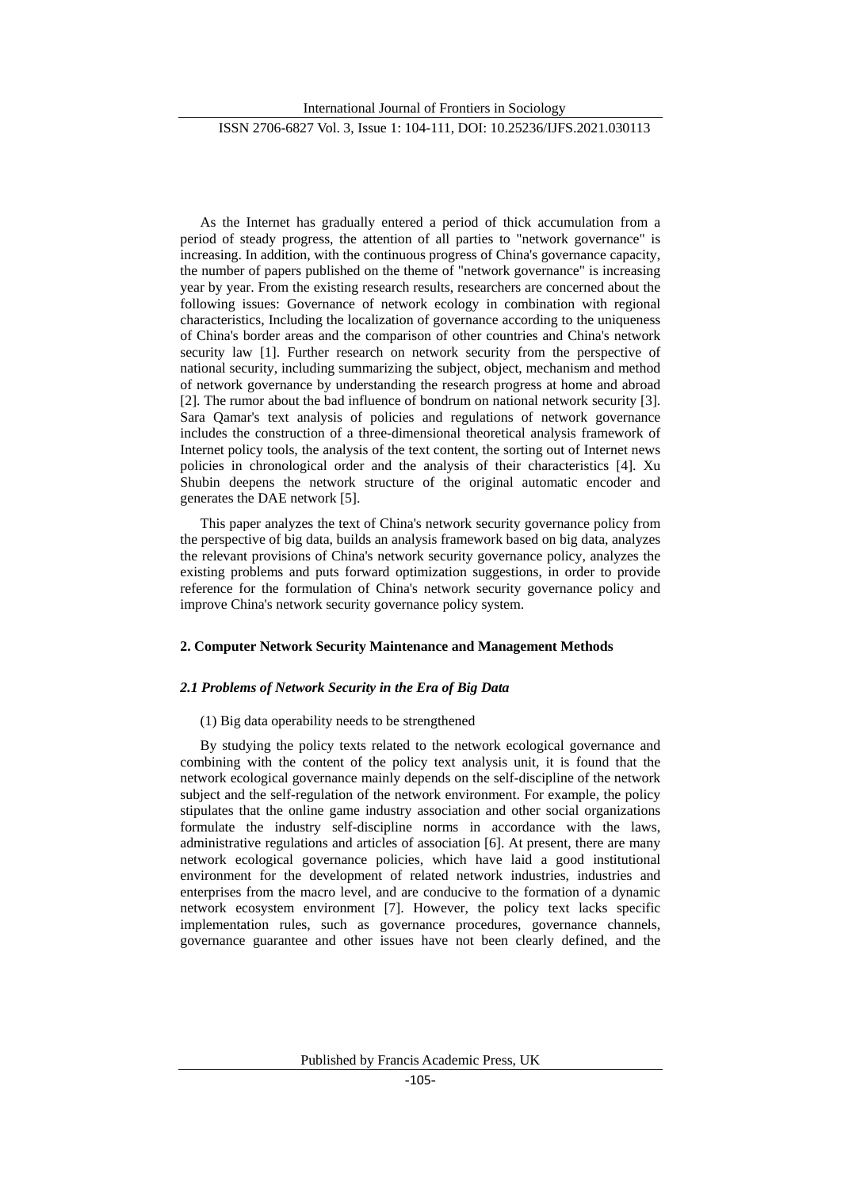As the Internet has gradually entered a period of thick accumulation from a period of steady progress, the attention of all parties to "network governance" is increasing. In addition, with the continuous progress of China's governance capacity, the number of papers published on the theme of "network governance" is increasing year by year. From the existing research results, researchers are concerned about the following issues: Governance of network ecology in combination with regional characteristics, Including the localization of governance according to the uniqueness of China's border areas and the comparison of other countries and China's network security law [1]. Further research on network security from the perspective of national security, including summarizing the subject, object, mechanism and method of network governance by understanding the research progress at home and abroad [2]. The rumor about the bad influence of bondrum on national network security [3]. Sara Qamar's text analysis of policies and regulations of network governance includes the construction of a three-dimensional theoretical analysis framework of Internet policy tools, the analysis of the text content, the sorting out of Internet news policies in chronological order and the analysis of their characteristics [4]. Xu Shubin deepens the network structure of the original automatic encoder and generates the DAE network [5].

This paper analyzes the text of China's network security governance policy from the perspective of big data, builds an analysis framework based on big data, analyzes the relevant provisions of China's network security governance policy, analyzes the existing problems and puts forward optimization suggestions, in order to provide reference for the formulation of China's network security governance policy and improve China's network security governance policy system.

## 2. Computer Network Security Maintenance and Management Methods

### *2.1 Problems of Network Security in the Era of Big Data*

(1) Big data operability needs to be strengthened

By studying the policy texts related to the network ecological governance and combining with the content of the policy text analysis unit, it is found that the network ecological governance mainly depends on the self-discipline of the network subject and the self-regulation of the network environment. For example, the policy stipulates that the online game industry association and other social organizations formulate the industry self-discipline norms in accordance with the laws, administrative regulations and articles of association [6]. At present, there are many network ecological governance policies, which have laid a good institutional environment for the development of related network industries, industries and enterprises from the macro level, and are conducive to the formation of a dynamic network ecosystem environment [7]. However, the policy text lacks specific implementation rules, such as governance procedures, governance channels, governance guarantee and other issues have not been clearly defined, and the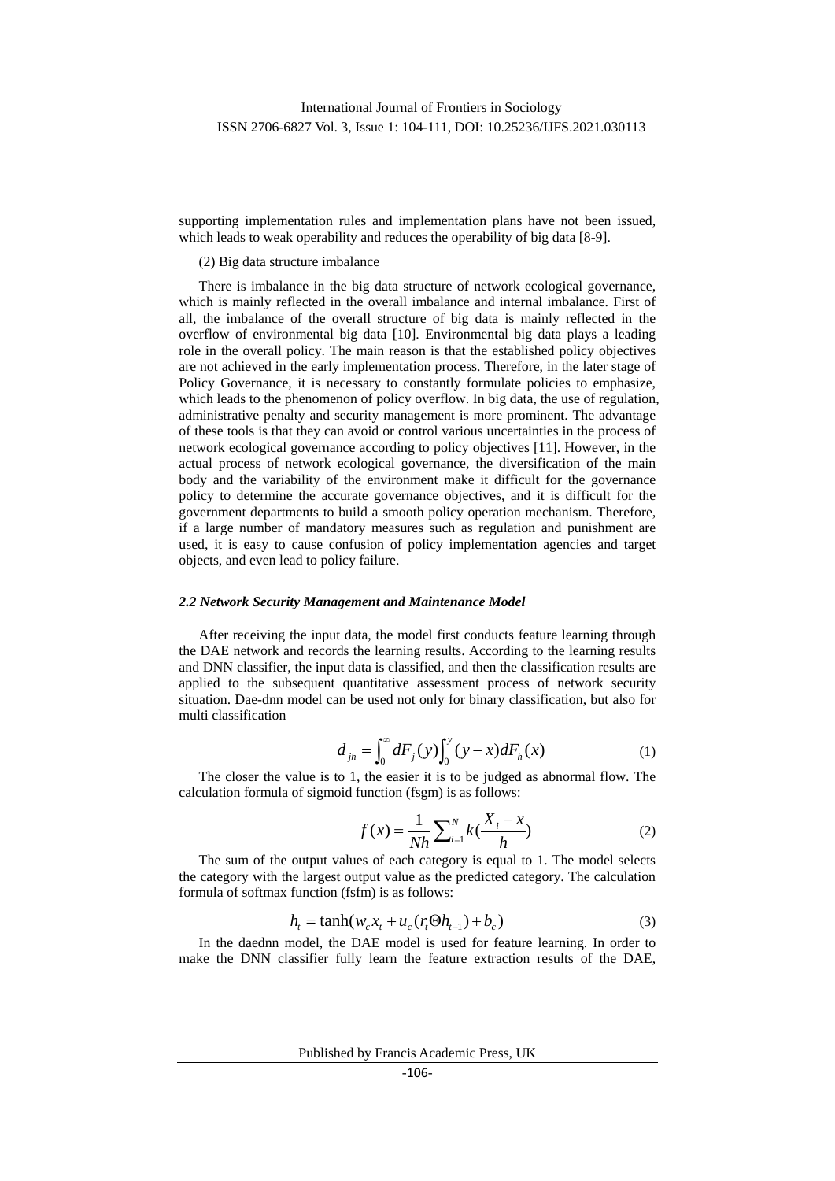supporting implementation rules and implementation plans have not been issued, which leads to weak operability and reduces the operability of big data [8-9].

(2) Big data structure imbalance

There is imbalance in the big data structure of network ecological governance, which is mainly reflected in the overall imbalance and internal imbalance. First of all, the imbalance of the overall structure of big data is mainly reflected in the overflow of environmental big data [10]. Environmental big data plays a leading role in the overall policy. The main reason is that the established policy objectives are not achieved in the early implementation process. Therefore, in the later stage of Policy Governance, it is necessary to constantly formulate policies to emphasize, which leads to the phenomenon of policy overflow. In big data, the use of regulation, administrative penalty and security management is more prominent. The advantage of these tools is that they can avoid or control various uncertainties in the process of network ecological governance according to policy objectives [11]. However, in the actual process of network ecological governance, the diversification of the main body and the variability of the environment make it difficult for the governance policy to determine the accurate governance objectives, and it is difficult for the government departments to build a smooth policy operation mechanism. Therefore, if a large number of mandatory measures such as regulation and punishment are used, it is easy to cause confusion of policy implementation agencies and target objects, and even lead to policy failure.

### *2.2 Network Security Management and Maintenance Model*

After receiving the input data, the model first conducts feature learning through the DAE network and records the learning results. According to the learning results and DNN classifier, the input data is classified, and then the classification results are applied to the subsequent quantitative assessment process of network security situation. Dae-dnn model can be used not only for binary classification, but also for multi classification

$$d_{jh} = \int_0^\infty dF_j(y) \int_0^y (y-x) dF_h(x) \tag{1}$$

The closer the value is to 1, the easier it is to be judged as abnormal flow. The calculation formula of sigmoid function (fsgm) is as follows:

$$f(x) = \frac{1}{Nh} \sum_{i=1}^{N} k\left(\frac{X_i - x}{h}\right) \tag{2}$$

The sum of the output values of each category is equal to 1. The model selects the category with the largest output value as the predicted category. The calculation formula of softmax function (fsfm) is as follows:

$$h_t = \tanh(w_c x_t + u_c(r_t \Theta h_{t-1}) + b_c) \tag{3}$$

In the daednn model, the DAE model is used for feature learning. In order to make the DNN classifier fully learn the feature extraction results of the DAE,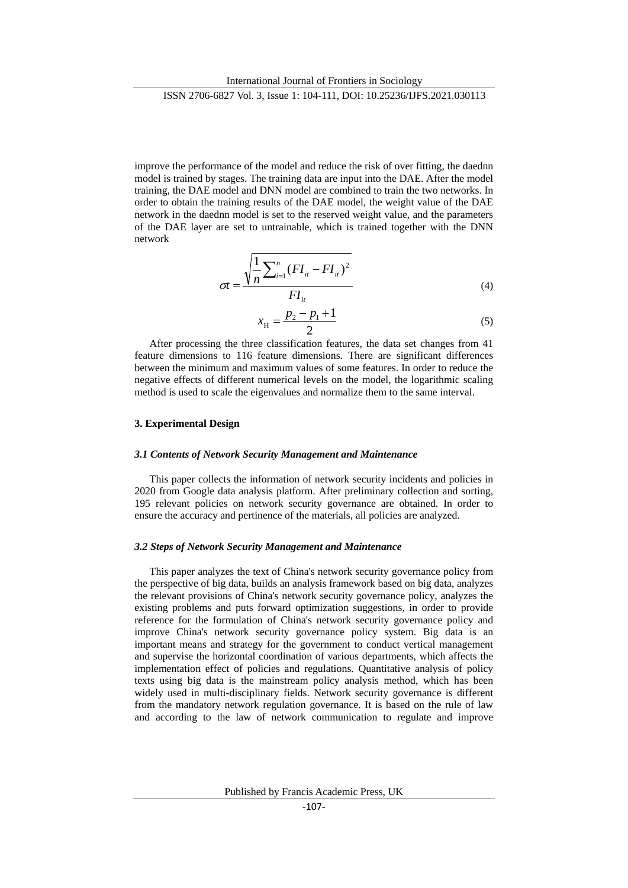improve the performance of the model and reduce the risk of over fitting, the daednn model is trained by stages. The training data are input into the DAE. After the model training, the DAE model and DNN model are combined to train the two networks. In order to obtain the training results of the DAE model, the weight value of the DAE network in the daednn model is set to the reserved weight value, and the parameters of the DAE layer are set to untrainable, which is trained together with the DNN network

$$\sigma t = \frac{\sqrt{\frac{1}{n}\sum_{i=1}^{n}(FI_{it} - FI_{it})^2}}{FI_{it}} \tag{4}$$

$$x_{\mathrm{H}} = \frac{p_2 - p_1 + 1}{2} \tag{5}$$

After processing the three classification features, the data set changes from 41 feature dimensions to 116 feature dimensions. There are significant differences between the minimum and maximum values of some features. In order to reduce the negative effects of different numerical levels on the model, the logarithmic scaling method is used to scale the eigenvalues and normalize them to the same interval.

## 3. Experimental Design

### *3.1 Contents of Network Security Management and Maintenance*

This paper collects the information of network security incidents and policies in 2020 from Google data analysis platform. After preliminary collection and sorting, 195 relevant policies on network security governance are obtained. In order to ensure the accuracy and pertinence of the materials, all policies are analyzed.

### *3.2 Steps of Network Security Management and Maintenance*

This paper analyzes the text of China's network security governance policy from the perspective of big data, builds an analysis framework based on big data, analyzes the relevant provisions of China's network security governance policy, analyzes the existing problems and puts forward optimization suggestions, in order to provide reference for the formulation of China's network security governance policy and improve China's network security governance policy system. Big data is an important means and strategy for the government to conduct vertical management and supervise the horizontal coordination of various departments, which affects the implementation effect of policies and regulations. Quantitative analysis of policy texts using big data is the mainstream policy analysis method, which has been widely used in multi-disciplinary fields. Network security governance is different from the mandatory network regulation governance. It is based on the rule of law and according to the law of network communication to regulate and improve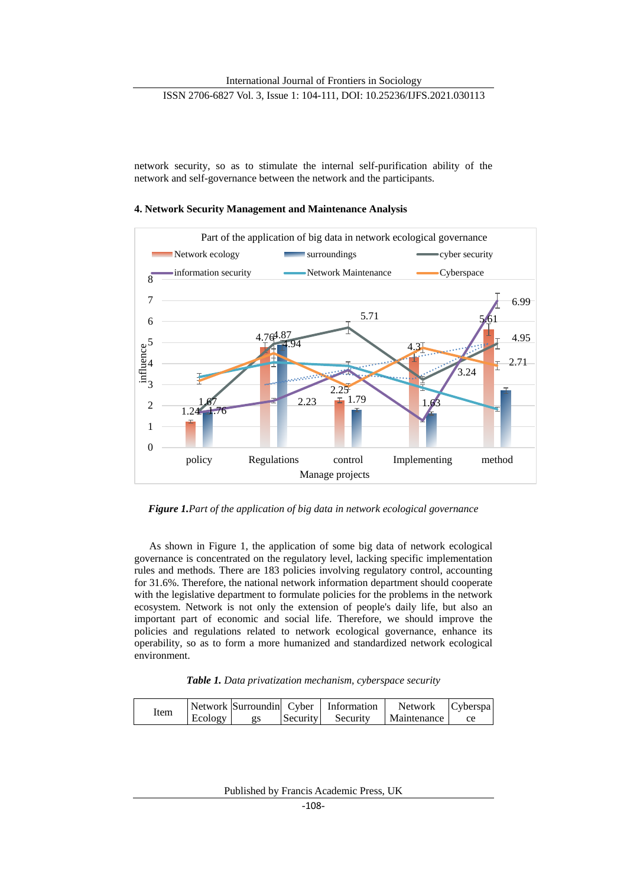network security, so as to stimulate the internal self-purification ability of the network and self-governance between the network and the participants.

## 4. Network Security Management and Maintenance Analysis

***Figure 1.****Part of the application of big data in network ecological governance*

As shown in Figure 1, the application of some big data of network ecological governance is concentrated on the regulatory level, lacking specific implementation rules and methods. There are 183 policies involving regulatory control, accounting for 31.6%. Therefore, the national network information department should cooperate with the legislative department to formulate policies for the problems in the network ecosystem. Network is not only the extension of people's daily life, but also an important part of economic and social life. Therefore, we should improve the policies and regulations related to network ecological governance, enhance its operability, so as to form a more humanized and standardized network ecological environment.

***Table 1.*** *Data privatization mechanism, cyberspace security*

| Item | Network Ecology | Surroundings | Cyber Security | Information Security | Network Maintenance | Cyberspace |
|---|---|---|---|---|---|---|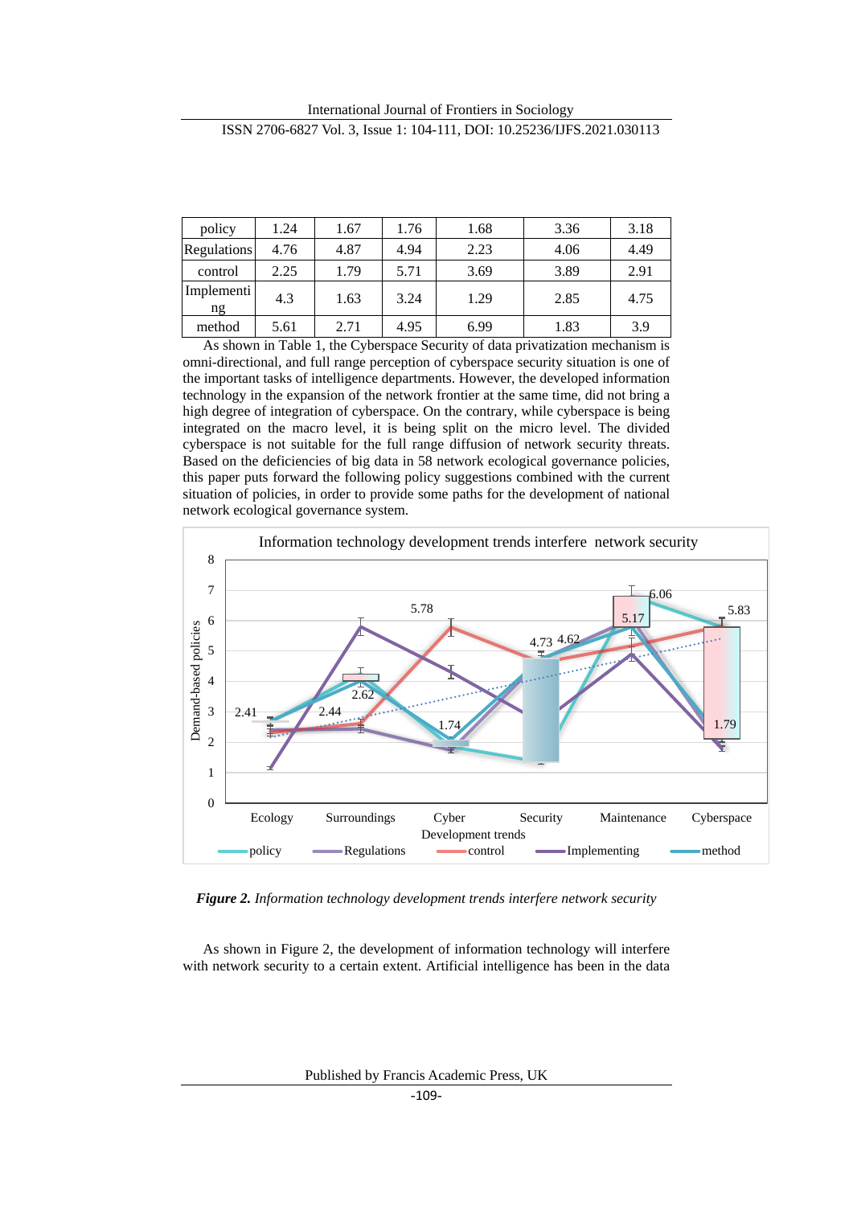| policy | 1.24 | 1.67 | 1.76 | 1.68 | 3.36 | 3.18 |
|---|---|---|---|---|---|---|
| Regulations | 4.76 | 4.87 | 4.94 | 2.23 | 4.06 | 4.49 |
| control | 2.25 | 1.79 | 5.71 | 3.69 | 3.89 | 2.91 |
| Implementing | 4.3 | 1.63 | 3.24 | 1.29 | 2.85 | 4.75 |
| method | 5.61 | 2.71 | 4.95 | 6.99 | 1.83 | 3.9 |

As shown in Table 1, the Cyberspace Security of data privatization mechanism is omni-directional, and full range perception of cyberspace security situation is one of the important tasks of intelligence departments. However, the developed information technology in the expansion of the network frontier at the same time, did not bring a high degree of integration of cyberspace. On the contrary, while cyberspace is being integrated on the macro level, it is being split on the micro level. The divided cyberspace is not suitable for the full range diffusion of network security threats. Based on the deficiencies of big data in 58 network ecological governance policies, this paper puts forward the following policy suggestions combined with the current situation of policies, in order to provide some paths for the development of national network ecological governance system.

***Figure 2.*** *Information technology development trends interfere network security*

As shown in Figure 2, the development of information technology will interfere with network security to a certain extent. Artificial intelligence has been in the data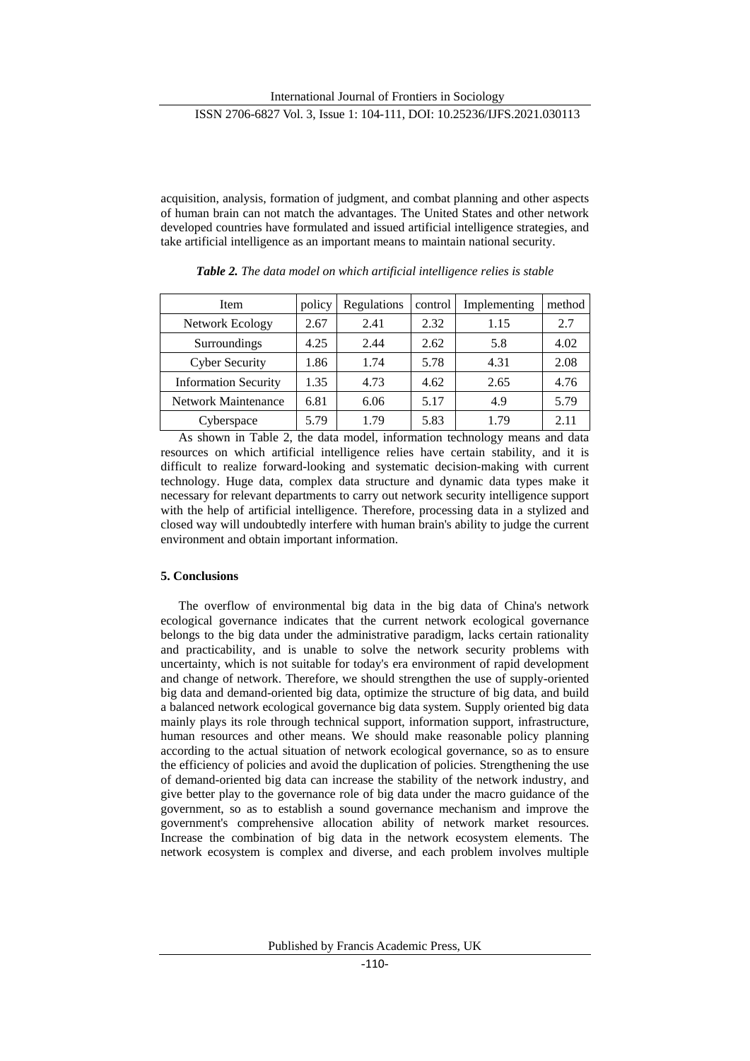acquisition, analysis, formation of judgment, and combat planning and other aspects of human brain can not match the advantages. The United States and other network developed countries have formulated and issued artificial intelligence strategies, and take artificial intelligence as an important means to maintain national security.

***Table 2.*** *The data model on which artificial intelligence relies is stable*

| Item | policy | Regulations | control | Implementing | method |
|---|---|---|---|---|---|
| Network Ecology | 2.67 | 2.41 | 2.32 | 1.15 | 2.7 |
| Surroundings | 4.25 | 2.44 | 2.62 | 5.8 | 4.02 |
| Cyber Security | 1.86 | 1.74 | 5.78 | 4.31 | 2.08 |
| Information Security | 1.35 | 4.73 | 4.62 | 2.65 | 4.76 |
| Network Maintenance | 6.81 | 6.06 | 5.17 | 4.9 | 5.79 |
| Cyberspace | 5.79 | 1.79 | 5.83 | 1.79 | 2.11 |

As shown in Table 2, the data model, information technology means and data resources on which artificial intelligence relies have certain stability, and it is difficult to realize forward-looking and systematic decision-making with current technology. Huge data, complex data structure and dynamic data types make it necessary for relevant departments to carry out network security intelligence support with the help of artificial intelligence. Therefore, processing data in a stylized and closed way will undoubtedly interfere with human brain's ability to judge the current environment and obtain important information.

## 5. Conclusions

The overflow of environmental big data in the big data of China's network ecological governance indicates that the current network ecological governance belongs to the big data under the administrative paradigm, lacks certain rationality and practicability, and is unable to solve the network security problems with uncertainty, which is not suitable for today's era environment of rapid development and change of network. Therefore, we should strengthen the use of supply-oriented big data and demand-oriented big data, optimize the structure of big data, and build a balanced network ecological governance big data system. Supply oriented big data mainly plays its role through technical support, information support, infrastructure, human resources and other means. We should make reasonable policy planning according to the actual situation of network ecological governance, so as to ensure the efficiency of policies and avoid the duplication of policies. Strengthening the use of demand-oriented big data can increase the stability of the network industry, and give better play to the governance role of big data under the macro guidance of the government, so as to establish a sound governance mechanism and improve the government's comprehensive allocation ability of network market resources. Increase the combination of big data in the network ecosystem elements. The network ecosystem is complex and diverse, and each problem involves multiple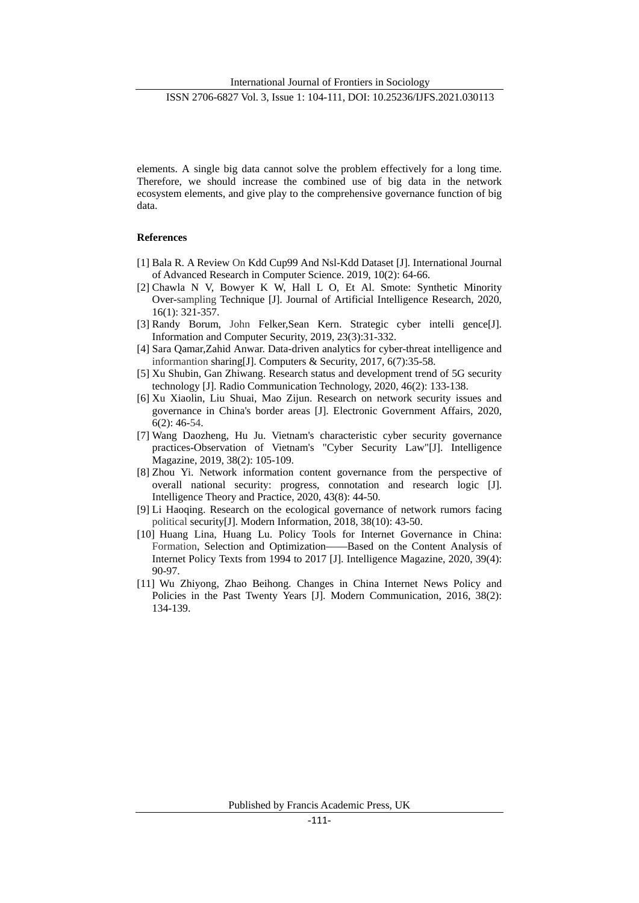elements. A single big data cannot solve the problem effectively for a long time. Therefore, we should increase the combined use of big data in the network ecosystem elements, and give play to the comprehensive governance function of big data.

## References

[1] Bala R. A Review On Kdd Cup99 And Nsl-Kdd Dataset [J]. International Journal of Advanced Research in Computer Science. 2019, 10(2): 64-66.

[2] Chawla N V, Bowyer K W, Hall L O, Et Al. Smote: Synthetic Minority Over-sampling Technique [J]. Journal of Artificial Intelligence Research, 2020, 16(1): 321-357.

[3] Randy Borum, John Felker,Sean Kern. Strategic cyber intelli gence[J]. Information and Computer Security, 2019, 23(3):31-332.

[4] Sara Qamar,Zahid Anwar. Data-driven analytics for cyber-threat intelligence and informantion sharing[J]. Computers & Security, 2017, 6(7):35-58.

[5] Xu Shubin, Gan Zhiwang. Research status and development trend of 5G security technology [J]. Radio Communication Technology, 2020, 46(2): 133-138.

[6] Xu Xiaolin, Liu Shuai, Mao Zijun. Research on network security issues and governance in China's border areas [J]. Electronic Government Affairs, 2020, 6(2): 46-54.

[7] Wang Daozheng, Hu Ju. Vietnam's characteristic cyber security governance practices-Observation of Vietnam's "Cyber Security Law"[J]. Intelligence Magazine, 2019, 38(2): 105-109.

[8] Zhou Yi. Network information content governance from the perspective of overall national security: progress, connotation and research logic [J]. Intelligence Theory and Practice, 2020, 43(8): 44-50.

[9] Li Haoqing. Research on the ecological governance of network rumors facing political security[J]. Modern Information, 2018, 38(10): 43-50.

[10] Huang Lina, Huang Lu. Policy Tools for Internet Governance in China: Formation, Selection and Optimization——Based on the Content Analysis of Internet Policy Texts from 1994 to 2017 [J]. Intelligence Magazine, 2020, 39(4): 90-97.

[11] Wu Zhiyong, Zhao Beihong. Changes in China Internet News Policy and Policies in the Past Twenty Years [J]. Modern Communication, 2016, 38(2): 134-139.